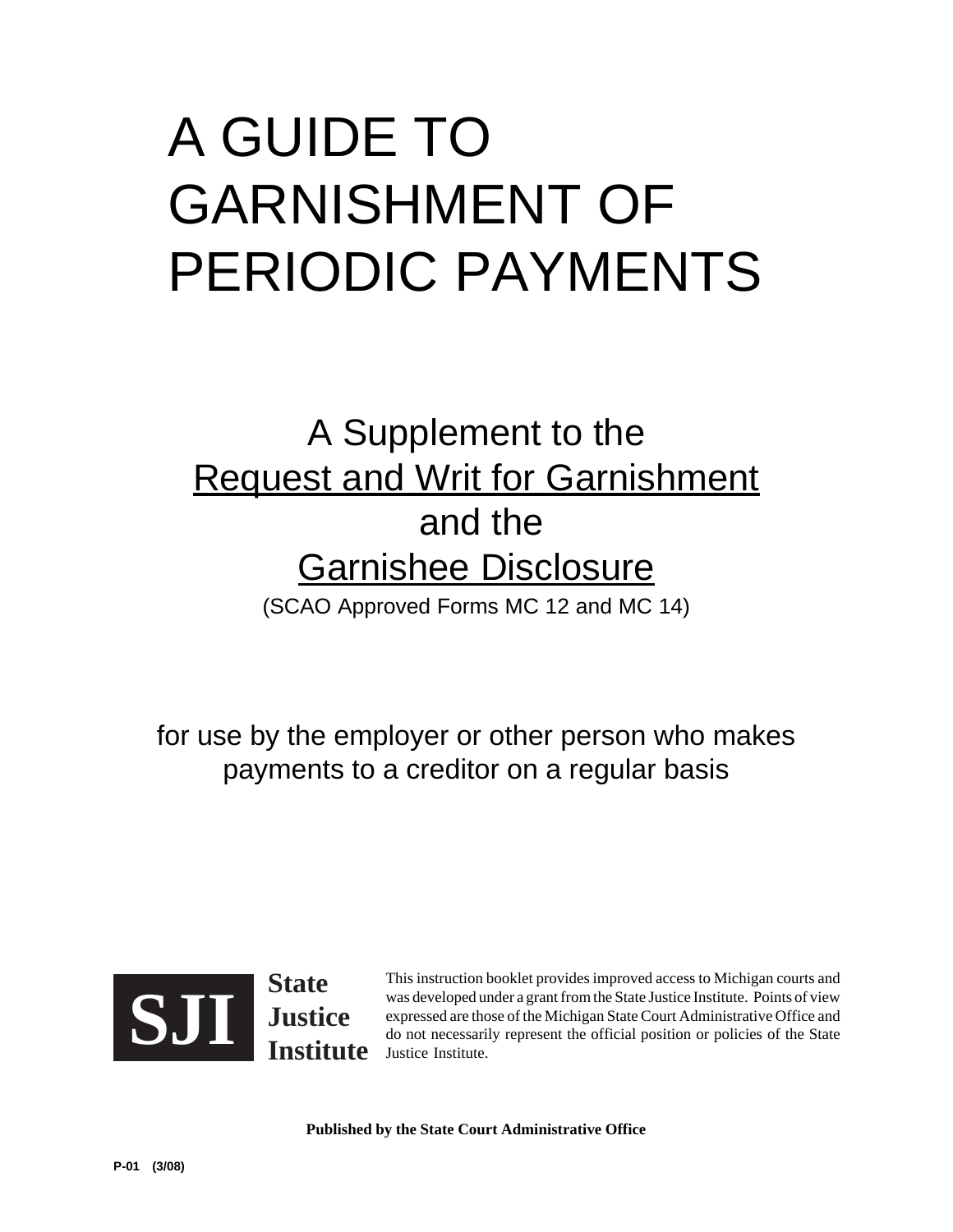# A GUIDE TO GARNISHMENT OF PERIODIC PAYMENTS

## A Supplement to the Request and Write for Garnishment and the Garnishee Disclosure

(SCAO Approved Forms MC 12 and MC 14)

for use by the employer or other person who makes payments to a creditor on a regular basis

**SJI State Justice Institute**

This instruction booklet provides improved access to Michigan courts and was developed under a grant from the State Justice Institute. Points of view expressed are those of the Michigan State Court Administrative Office and do not necessarily represent the official position or policies of the State Justice Institute.

**Published by the State Court Administrative Office**

**P-01 (3/08)**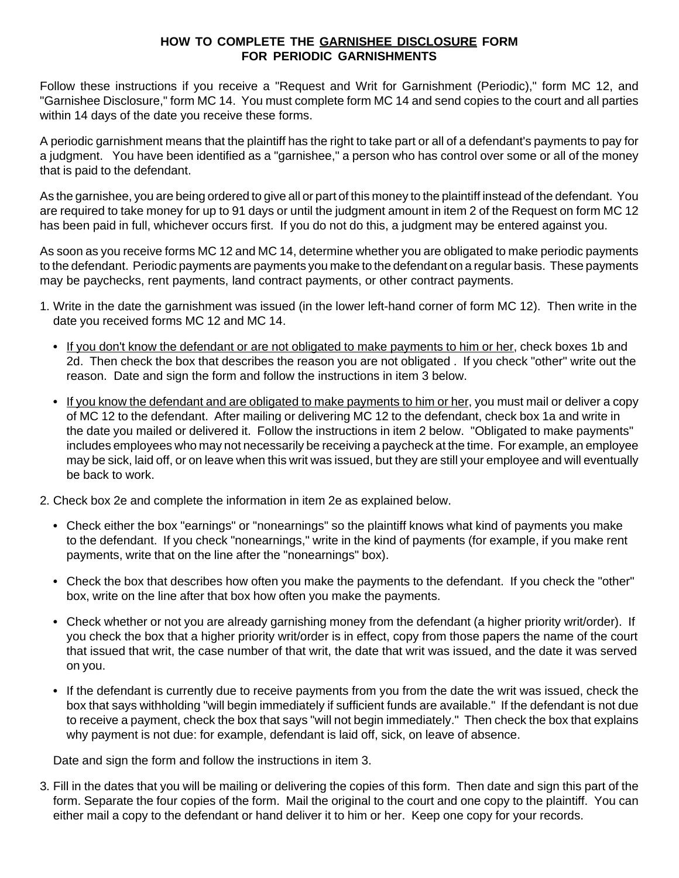# HOW TO COMPLETE THE GARNISHEE DISCLOSURE FORM FOR PERIODIC GARNISHMENTS

Follow these instructions if you receive a "Request and Writ for Garnishment (Periodic)," form MC 12, and "Garnishee Disclosure," form MC 14. You must complete form MC 14 and send copies to the court and all parties within 14 days of the date you receive these forms.

A periodic garnishment means that the plaintiff has the right to take part or all of a defendant's payments to pay for a judgment. You have been identified as a "garnishee," a person who has control over some or all of the money that is paid to the defendant.

As the garnishee, you are being ordered to give all or part of this money to the plaintiff instead of the defendant. You are required to take money for up to 91 days or until the judgment amount in item 2 of the Request on form MC 12 has been paid in full, whichever occurs first. If you do not do this, a judgment may be entered against you.

As soon as you receive forms MC 12 and MC 14, determine whether you are obligated to make periodic payments to the defendant. Periodic payments are payments you make to the defendant on a regular basis. These payments may be paychecks, rent payments, land contract payments, or other contract payments.

1. Write in the date the garnishment was issued (in the lower left-hand corner of form MC 12). Then write in the date you received forms MC 12 and MC 14.

   - If you don't know the defendant or are not obligated to make payments to him or her, check boxes 1b and 2d. Then check the box that describes the reason you are not obligated . If you check "other" write out the reason. Date and sign the form and follow the instructions in item 3 below.

   - If you know the defendant and are obligated to make payments to him or her, you must mail or deliver a copy of MC 12 to the defendant. After mailing or delivering MC 12 to the defendant, check box 1a and write in the date you mailed or delivered it. Follow the instructions in item 2 below. "Obligated to make payments" includes employees who may not necessarily be receiving a paycheck at the time. For example, an employee may be sick, laid off, or on leave when this writ was issued, but they are still your employee and will eventually be back to work.

2. Check box 2e and complete the information in item 2e as explained below.

   - Check either the box "earnings" or "nonearnings" so the plaintiff knows what kind of payments you make to the defendant. If you check "nonearnings," write in the kind of payments (for example, if you make rent payments, write that on the line after the "nonearnings" box).

   - Check the box that describes how often you make the payments to the defendant. If you check the "other" box, write on the line after that box how often you make the payments.

   - Check whether or not you are already garnishing money from the defendant (a higher priority writ/order). If you check the box that a higher priority writ/order is in effect, copy from those papers the name of the court that issued that writ, the case number of that writ, the date that writ was issued, and the date it was served on you.

   - If the defendant is currently due to receive payments from you from the date the writ was issued, check the box that says withholding "will begin immediately if sufficient funds are available." If the defendant is not due to receive a payment, check the box that says "will not begin immediately." Then check the box that explains why payment is not due: for example, defendant is laid off, sick, on leave of absence.

   Date and sign the form and follow the instructions in item 3.

3. Fill in the dates that you will be mailing or delivering the copies of this form. Then date and sign this part of the form. Separate the four copies of the form. Mail the original to the court and one copy to the plaintiff. You can either mail a copy to the defendant or hand deliver it to him or her. Keep one copy for your records.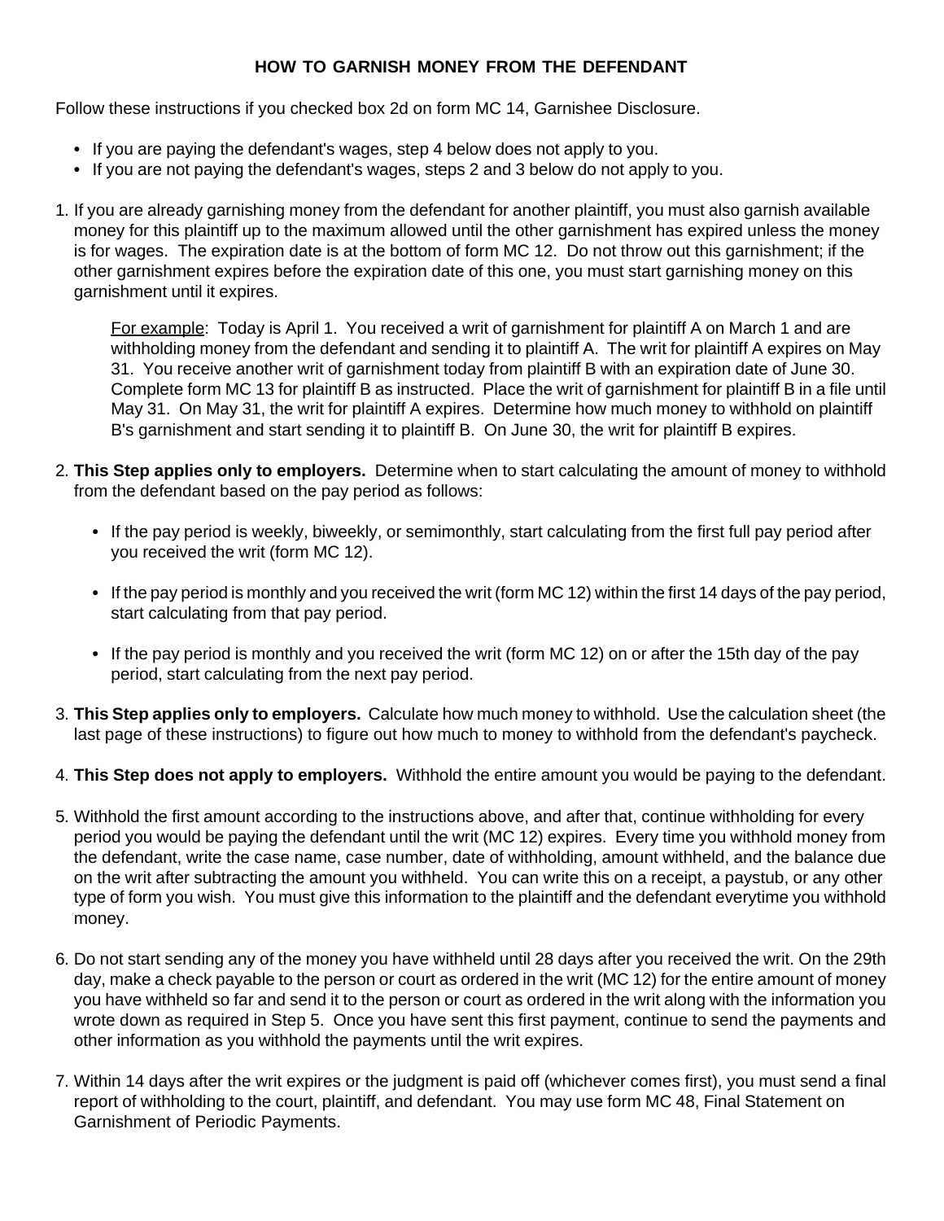# HOW TO GARNISH MONEY FROM THE DEFENDANT

Follow these instructions if you checked box 2d on form MC 14, Garnishee Disclosure.

- If you are paying the defendant's wages, step 4 below does not apply to you.
- If you are not paying the defendant's wages, steps 2 and 3 below do not apply to you.

1. If you are already garnishing money from the defendant for another plaintiff, you must also garnish available money for this plaintiff up to the maximum allowed until the other garnishment has expired unless the money is for wages. The expiration date is at the bottom of form MC 12. Do not throw out this garnishment; if the other garnishment expires before the expiration date of this one, you must start garnishing money on this garnishment until it expires.

   For example: Today is April 1. You received a writ of garnishment for plaintiff A on March 1 and are withholding money from the defendant and sending it to plaintiff A. The writ for plaintiff A expires on May 31. You receive another writ of garnishment today from plaintiff B with an expiration date of June 30. Complete form MC 13 for plaintiff B as instructed. Place the writ of garnishment for plaintiff B in a file until May 31. On May 31, the writ for plaintiff A expires. Determine how much money to withhold on plaintiff B's garnishment and start sending it to plaintiff B. On June 30, the writ for plaintiff B expires.

2. **This Step applies only to employers.** Determine when to start calculating the amount of money to withhold from the defendant based on the pay period as follows:

   - If the pay period is weekly, biweekly, or semimonthly, start calculating from the first full pay period after you received the writ (form MC 12).

   - If the pay period is monthly and you received the writ (form MC 12) within the first 14 days of the pay period, start calculating from that pay period.

   - If the pay period is monthly and you received the writ (form MC 12) on or after the 15th day of the pay period, start calculating from the next pay period.

3. **This Step applies only to employers.** Calculate how much money to withhold. Use the calculation sheet (the last page of these instructions) to figure out how much to money to withhold from the defendant's paycheck.

4. **This Step does not apply to employers.** Withhold the entire amount you would be paying to the defendant.

5. Withhold the first amount according to the instructions above, and after that, continue withholding for every period you would be paying the defendant until the writ (MC 12) expires. Every time you withhold money from the defendant, write the case name, case number, date of withholding, amount withheld, and the balance due on the writ after subtracting the amount you withheld. You can write this on a receipt, a paystub, or any other type of form you wish. You must give this information to the plaintiff and the defendant everytime you withhold money.

6. Do not start sending any of the money you have withheld until 28 days after you received the writ. On the 29th day, make a check payable to the person or court as ordered in the writ (MC 12) for the entire amount of money you have withheld so far and send it to the person or court as ordered in the writ along with the information you wrote down as required in Step 5. Once you have sent this first payment, continue to send the payments and other information as you withhold the payments until the writ expires.

7. Within 14 days after the writ expires or the judgment is paid off (whichever comes first), you must send a final report of withholding to the court, plaintiff, and defendant. You may use form MC 48, Final Statement on Garnishment of Periodic Payments.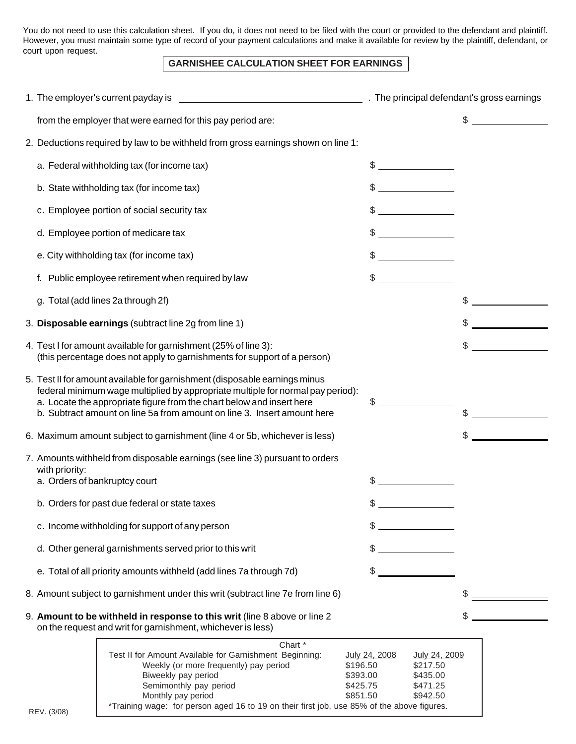You do not need to use this calculation sheet. If you do, it does not need to be filed with the court or provided to the defendant and plaintiff. However, you must maintain some type of record of your payment calculations and make it available for review by the plaintiff, defendant, or court upon request.

# GARNISHEE CALCULATION SHEET FOR EARNINGS

1. The employer's current payday is \_\_\_\_\_\_\_\_\_\_\_\_\_\_\_\_\_\_\_\_. The principal defendant's gross earnings from the employer that were earned for this pay period are: $ \_\_\_\_\_\_\_\_\_\_

2. Deductions required by law to be withheld from gross earnings shown on line 1:
   a. Federal withholding tax (for income tax) $ \_\_\_\_\_\_\_\_\_\_
   b. State withholding tax (for income tax) $ \_\_\_\_\_\_\_\_\_\_
   c. Employee portion of social security tax $ \_\_\_\_\_\_\_\_\_\_
   d. Employee portion of medicare tax $ \_\_\_\_\_\_\_\_\_\_
   e. City withholding tax (for income tax) $ \_\_\_\_\_\_\_\_\_\_
   f. Public employee retirement when required by law $ \_\_\_\_\_\_\_\_\_\_
   g. Total (add lines 2a through 2f) $ \_\_\_\_\_\_\_\_\_\_

3. **Disposable earnings** (subtract line 2g from line 1) $ \_\_\_\_\_\_\_\_\_\_

4. Test I for amount available for garnishment (25% of line 3): $ \_\_\_\_\_\_\_\_\_\_
   (this percentage does not apply to garnishments for support of a person)

5. Test II for amount available for garnishment (disposable earnings minus federal minimum wage multiplied by appropriate multiple for normal pay period):
   a. Locate the appropriate figure from the chart below and insert here $ \_\_\_\_\_\_\_\_\_\_
   b. Subtract amount on line 5a from amount on line 3. Insert amount here $ \_\_\_\_\_\_\_\_\_\_

6. Maximum amount subject to garnishment (line 4 or 5b, whichever is less) $ \_\_\_\_\_\_\_\_\_\_

7. Amounts withheld from disposable earnings (see line 3) pursuant to orders with priority:
   a. Orders of bankruptcy court $ \_\_\_\_\_\_\_\_\_\_
   b. Orders for past due federal or state taxes $ \_\_\_\_\_\_\_\_\_\_
   c. Income withholding for support of any person $ \_\_\_\_\_\_\_\_\_\_
   d. Other general garnishments served prior to this writ $ \_\_\_\_\_\_\_\_\_\_
   e. Total of all priority amounts withheld (add lines 7a through 7d) $ \_\_\_\_\_\_\_\_\_\_

8. Amount subject to garnishment under this writ (subtract line 7e from line 6) $ \_\_\_\_\_\_\_\_\_\_

9. **Amount to be withheld in response to this writ** (line 8 above or line 2 on the request and writ for garnishment, whichever is less) $ \_\_\_\_\_\_\_\_\_\_

Chart *

| Test II for Amount Available for Garnishment Beginning: | July 24, 2008 | July 24, 2009 |
|---|---|---|
| Weekly (or more frequently) pay period | $196.50 | $217.50 |
| Biweekly pay period | $393.00 | $435.00 |
| Semimonthly pay period | $425.75 | $471.25 |
| Monthly pay period | $851.50 | $942.50 |

*Training wage: for person aged 16 to 19 on their first job, use 85% of the above figures.

REV. (3/08)